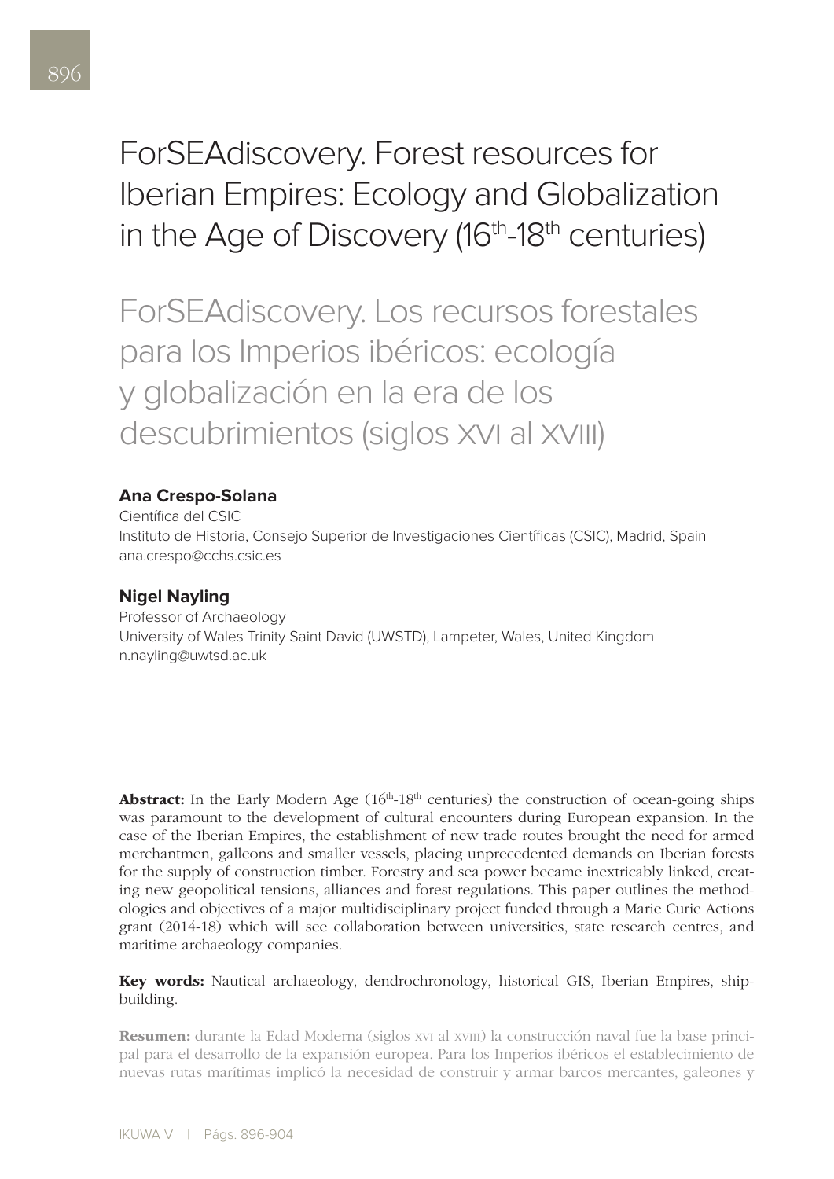# ForSEAdiscovery. Forest resources for Iberian Empires: Ecology and Globalization in the Age of Discovery (16th-18th centuries)

# ForSEAdiscovery. Los recursos forestales para los Imperios ibéricos: ecología y globalización en la era de los descubrimientos (siglos XVI al XVIII)

**Ana Crespo-Solana**
Científica del CSIC
Instituto de Historia, Consejo Superior de Investigaciones Científicas (CSIC), Madrid, Spain
ana.crespo@cchs.csic.es

**Nigel Nayling**
Professor of Archaeology
University of Wales Trinity Saint David (UWSTD), Lampeter, Wales, United Kingdom
n.nayling@uwtsd.ac.uk

**Abstract:** In the Early Modern Age (16th-18th centuries) the construction of ocean-going ships was paramount to the development of cultural encounters during European expansion. In the case of the Iberian Empires, the establishment of new trade routes brought the need for armed merchantmen, galleons and smaller vessels, placing unprecedented demands on Iberian forests for the supply of construction timber. Forestry and sea power became inextricably linked, creating new geopolitical tensions, alliances and forest regulations. This paper outlines the methodologies and objectives of a major multidisciplinary project funded through a Marie Curie Actions grant (2014-18) which will see collaboration between universities, state research centres, and maritime archaeology companies.

**Key words:** Nautical archaeology, dendrochronology, historical GIS, Iberian Empires, shipbuilding.

**Resumen:** durante la Edad Moderna (siglos XVI al XVIII) la construcción naval fue la base principal para el desarrollo de la expansión europea. Para los Imperios ibéricos el establecimiento de nuevas rutas marítimas implicó la necesidad de construir y armar barcos mercantes, galeones y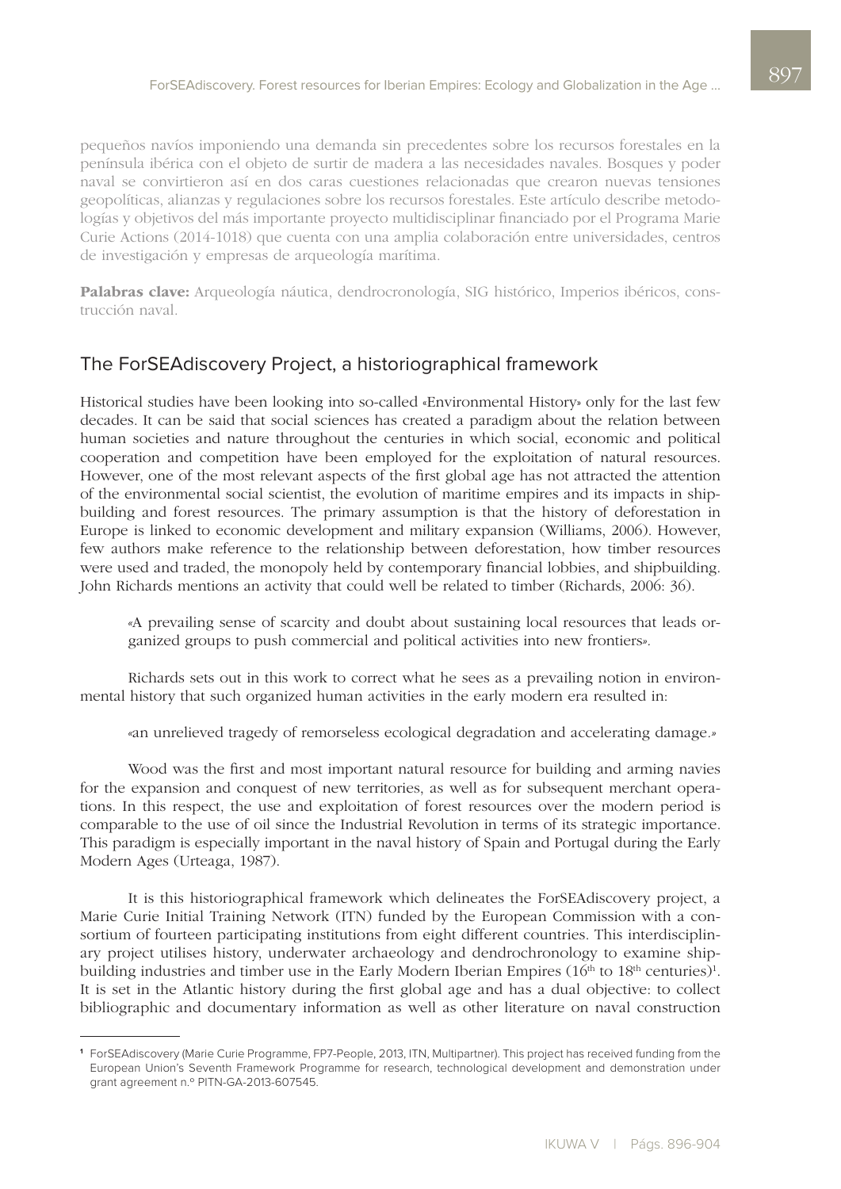pequeños navíos imponiendo una demanda sin precedentes sobre los recursos forestales en la península ibérica con el objeto de surtir de madera a las necesidades navales. Bosques y poder naval se convirtieron así en dos caras cuestiones relacionadas que crearon nuevas tensiones geopolíticas, alianzas y regulaciones sobre los recursos forestales. Este artículo describe metodologías y objetivos del más importante proyecto multidisciplinar financiado por el Programa Marie Curie Actions (2014-1018) que cuenta con una amplia colaboración entre universidades, centros de investigación y empresas de arqueología marítima.

**Palabras clave:** Arqueología náutica, dendrocronología, SIG histórico, Imperios ibéricos, construcción naval.

## The ForSEAdiscovery Project, a historiographical framework

Historical studies have been looking into so-called «Environmental History» only for the last few decades. It can be said that social sciences has created a paradigm about the relation between human societies and nature throughout the centuries in which social, economic and political cooperation and competition have been employed for the exploitation of natural resources. However, one of the most relevant aspects of the first global age has not attracted the attention of the environmental social scientist, the evolution of maritime empires and its impacts in shipbuilding and forest resources. The primary assumption is that the history of deforestation in Europe is linked to economic development and military expansion (Williams, 2006). However, few authors make reference to the relationship between deforestation, how timber resources were used and traded, the monopoly held by contemporary financial lobbies, and shipbuilding. John Richards mentions an activity that could well be related to timber (Richards, 2006: 36).

> «A prevailing sense of scarcity and doubt about sustaining local resources that leads organized groups to push commercial and political activities into new frontiers».

Richards sets out in this work to correct what he sees as a prevailing notion in environmental history that such organized human activities in the early modern era resulted in:

> «an unrelieved tragedy of remorseless ecological degradation and accelerating damage.»

Wood was the first and most important natural resource for building and arming navies for the expansion and conquest of new territories, as well as for subsequent merchant operations. In this respect, the use and exploitation of forest resources over the modern period is comparable to the use of oil since the Industrial Revolution in terms of its strategic importance. This paradigm is especially important in the naval history of Spain and Portugal during the Early Modern Ages (Urteaga, 1987).

It is this historiographical framework which delineates the ForSEAdiscovery project, a Marie Curie Initial Training Network (ITN) funded by the European Commission with a consortium of fourteen participating institutions from eight different countries. This interdisciplinary project utilises history, underwater archaeology and dendrochronology to examine shipbuilding industries and timber use in the Early Modern Iberian Empires (16th to 18th centuries)[1]. It is set in the Atlantic history during the first global age and has a dual objective: to collect bibliographic and documentary information as well as other literature on naval construction

[1] ForSEAdiscovery (Marie Curie Programme, FP7-People, 2013, ITN, Multipartner). This project has received funding from the European Union's Seventh Framework Programme for research, technological development and demonstration under grant agreement n.º PITN-GA-2013-607545.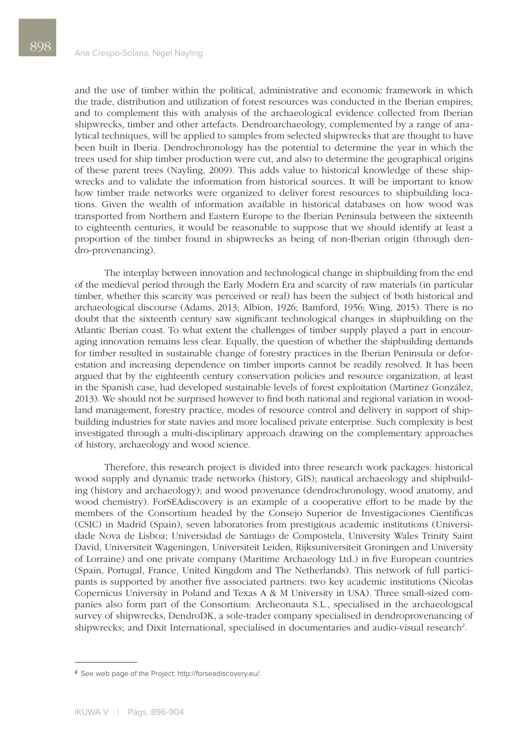and the use of timber within the political, administrative and economic framework in which the trade, distribution and utilization of forest resources was conducted in the Iberian empires; and to complement this with analysis of the archaeological evidence collected from Iberian shipwrecks, timber and other artefacts. Dendroarchaeology, complemented by a range of analytical techniques, will be applied to samples from selected shipwrecks that are thought to have been built in Iberia. Dendrochronology has the potential to determine the year in which the trees used for ship timber production were cut, and also to determine the geographical origins of these parent trees (Nayling, 2009). This adds value to historical knowledge of these shipwrecks and to validate the information from historical sources. It will be important to know how timber trade networks were organized to deliver forest resources to shipbuilding locations. Given the wealth of information available in historical databases on how wood was transported from Northern and Eastern Europe to the Iberian Peninsula between the sixteenth to eighteenth centuries, it would be reasonable to suppose that we should identify at least a proportion of the timber found in shipwrecks as being of non-Iberian origin (through dendro-provenancing).

The interplay between innovation and technological change in shipbuilding from the end of the medieval period through the Early Modern Era and scarcity of raw materials (in particular timber, whether this scarcity was perceived or real) has been the subject of both historical and archaeological discourse (Adams, 2013; Albion, 1926; Bamford, 1956; Wing, 2015). There is no doubt that the sixteenth century saw significant technological changes in shipbuilding on the Atlantic Iberian coast. To what extent the challenges of timber supply played a part in encouraging innovation remains less clear. Equally, the question of whether the shipbuilding demands for timber resulted in sustainable change of forestry practices in the Iberian Peninsula or deforestation and increasing dependence on timber imports cannot be readily resolved. It has been argued that by the eighteenth century conservation policies and resource organization, at least in the Spanish case, had developed sustainable levels of forest exploitation (Martinez González, 2013). We should not be surprised however to find both national and regional variation in woodland management, forestry practice, modes of resource control and delivery in support of shipbuilding industries for state navies and more localised private enterprise. Such complexity is best investigated through a multi-disciplinary approach drawing on the complementary approaches of history, archaeology and wood science.

Therefore, this research project is divided into three research work packages: historical wood supply and dynamic trade networks (history, GIS); nautical archaeology and shipbuilding (history and archaeology); and wood provenance (dendrochronology, wood anatomy, and wood chemistry). ForSEAdiscovery is an example of a cooperative effort to be made by the members of the Consortium headed by the Consejo Superior de Investigaciones Científicas (CSIC) in Madrid (Spain), seven laboratories from prestigious academic institutions (Universidade Nova de Lisboa; Universidad de Santiago de Compostela, University Wales Trinity Saint David, Universiteit Wageningen, Universiteit Leiden, Rijksuniversiteit Groningen and University of Lorraine) and one private company (Maritime Archaeology Ltd.) in five European countries (Spain, Portugal, France, United Kingdom and The Netherlands). This network of full participants is supported by another five associated partners: two key academic institutions (Nicolas Copernicus University in Poland and Texas A & M University in USA). Three small-sized companies also form part of the Consortium: Archeonauta S.L., specialised in the archaeological survey of shipwrecks, DendroDK, a sole-trader company specialised in dendroprovenancing of shipwrecks; and Dixit International, specialised in documentaries and audio-visual research[2].

[2] See web page of the Project: http://forseadiscovery.eu/.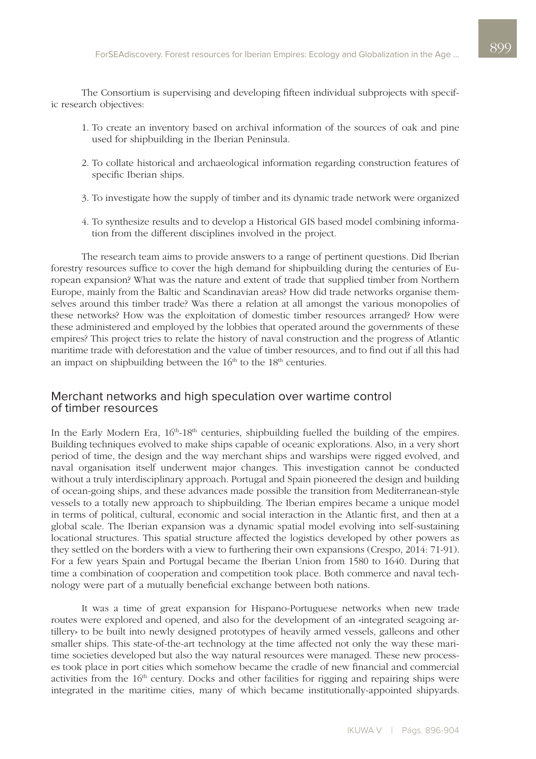The Consortium is supervising and developing fifteen individual subprojects with specific research objectives:

1. To create an inventory based on archival information of the sources of oak and pine used for shipbuilding in the Iberian Peninsula.

2. To collate historical and archaeological information regarding construction features of specific Iberian ships.

3. To investigate how the supply of timber and its dynamic trade network were organized

4. To synthesize results and to develop a Historical GIS based model combining information from the different disciplines involved in the project.

The research team aims to provide answers to a range of pertinent questions. Did Iberian forestry resources suffice to cover the high demand for shipbuilding during the centuries of European expansion? What was the nature and extent of trade that supplied timber from Northern Europe, mainly from the Baltic and Scandinavian areas? How did trade networks organise themselves around this timber trade? Was there a relation at all amongst the various monopolies of these networks? How was the exploitation of domestic timber resources arranged? How were these administered and employed by the lobbies that operated around the governments of these empires? This project tries to relate the history of naval construction and the progress of Atlantic maritime trade with deforestation and the value of timber resources, and to find out if all this had an impact on shipbuilding between the 16th to the 18th centuries.

## Merchant networks and high speculation over wartime control of timber resources

In the Early Modern Era, 16th-18th centuries, shipbuilding fuelled the building of the empires. Building techniques evolved to make ships capable of oceanic explorations. Also, in a very short period of time, the design and the way merchant ships and warships were rigged evolved, and naval organisation itself underwent major changes. This investigation cannot be conducted without a truly interdisciplinary approach. Portugal and Spain pioneered the design and building of ocean-going ships, and these advances made possible the transition from Mediterranean-style vessels to a totally new approach to shipbuilding. The Iberian empires became a unique model in terms of political, cultural, economic and social interaction in the Atlantic first, and then at a global scale. The Iberian expansion was a dynamic spatial model evolving into self-sustaining locational structures. This spatial structure affected the logistics developed by other powers as they settled on the borders with a view to furthering their own expansions (Crespo, 2014: 71-91). For a few years Spain and Portugal became the Iberian Union from 1580 to 1640. During that time a combination of cooperation and competition took place. Both commerce and naval technology were part of a mutually beneficial exchange between both nations.

It was a time of great expansion for Hispano-Portuguese networks when new trade routes were explored and opened, and also for the development of an «integrated seagoing artillery» to be built into newly designed prototypes of heavily armed vessels, galleons and other smaller ships. This state-of-the-art technology at the time affected not only the way these maritime societies developed but also the way natural resources were managed. These new processes took place in port cities which somehow became the cradle of new financial and commercial activities from the 16th century. Docks and other facilities for rigging and repairing ships were integrated in the maritime cities, many of which became institutionally-appointed shipyards.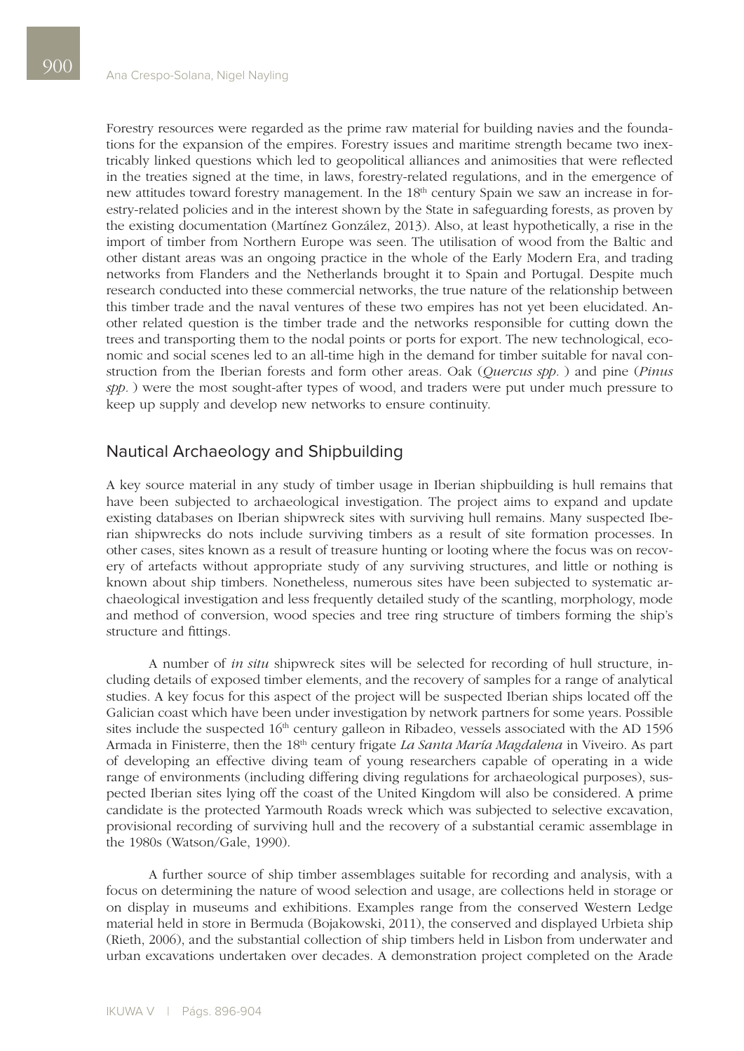Forestry resources were regarded as the prime raw material for building navies and the foundations for the expansion of the empires. Forestry issues and maritime strength became two inextricably linked questions which led to geopolitical alliances and animosities that were reflected in the treaties signed at the time, in laws, forestry-related regulations, and in the emergence of new attitudes toward forestry management. In the 18th century Spain we saw an increase in forestry-related policies and in the interest shown by the State in safeguarding forests, as proven by the existing documentation (Martínez González, 2013). Also, at least hypothetically, a rise in the import of timber from Northern Europe was seen. The utilisation of wood from the Baltic and other distant areas was an ongoing practice in the whole of the Early Modern Era, and trading networks from Flanders and the Netherlands brought it to Spain and Portugal. Despite much research conducted into these commercial networks, the true nature of the relationship between this timber trade and the naval ventures of these two empires has not yet been elucidated. Another related question is the timber trade and the networks responsible for cutting down the trees and transporting them to the nodal points or ports for export. The new technological, economic and social scenes led to an all-time high in the demand for timber suitable for naval construction from the Iberian forests and form other areas. Oak (*Quercus spp.* ) and pine (*Pinus spp.* ) were the most sought-after types of wood, and traders were put under much pressure to keep up supply and develop new networks to ensure continuity.

## Nautical Archaeology and Shipbuilding

A key source material in any study of timber usage in Iberian shipbuilding is hull remains that have been subjected to archaeological investigation. The project aims to expand and update existing databases on Iberian shipwreck sites with surviving hull remains. Many suspected Iberian shipwrecks do nots include surviving timbers as a result of site formation processes. In other cases, sites known as a result of treasure hunting or looting where the focus was on recovery of artefacts without appropriate study of any surviving structures, and little or nothing is known about ship timbers. Nonetheless, numerous sites have been subjected to systematic archaeological investigation and less frequently detailed study of the scantling, morphology, mode and method of conversion, wood species and tree ring structure of timbers forming the ship's structure and fittings.

A number of *in situ* shipwreck sites will be selected for recording of hull structure, including details of exposed timber elements, and the recovery of samples for a range of analytical studies. A key focus for this aspect of the project will be suspected Iberian ships located off the Galician coast which have been under investigation by network partners for some years. Possible sites include the suspected 16th century galleon in Ribadeo, vessels associated with the AD 1596 Armada in Finisterre, then the 18th century frigate *La Santa María Magdalena* in Viveiro. As part of developing an effective diving team of young researchers capable of operating in a wide range of environments (including differing diving regulations for archaeological purposes), suspected Iberian sites lying off the coast of the United Kingdom will also be considered. A prime candidate is the protected Yarmouth Roads wreck which was subjected to selective excavation, provisional recording of surviving hull and the recovery of a substantial ceramic assemblage in the 1980s (Watson/Gale, 1990).

A further source of ship timber assemblages suitable for recording and analysis, with a focus on determining the nature of wood selection and usage, are collections held in storage or on display in museums and exhibitions. Examples range from the conserved Western Ledge material held in store in Bermuda (Bojakowski, 2011), the conserved and displayed Urbieta ship (Rieth, 2006), and the substantial collection of ship timbers held in Lisbon from underwater and urban excavations undertaken over decades. A demonstration project completed on the Arade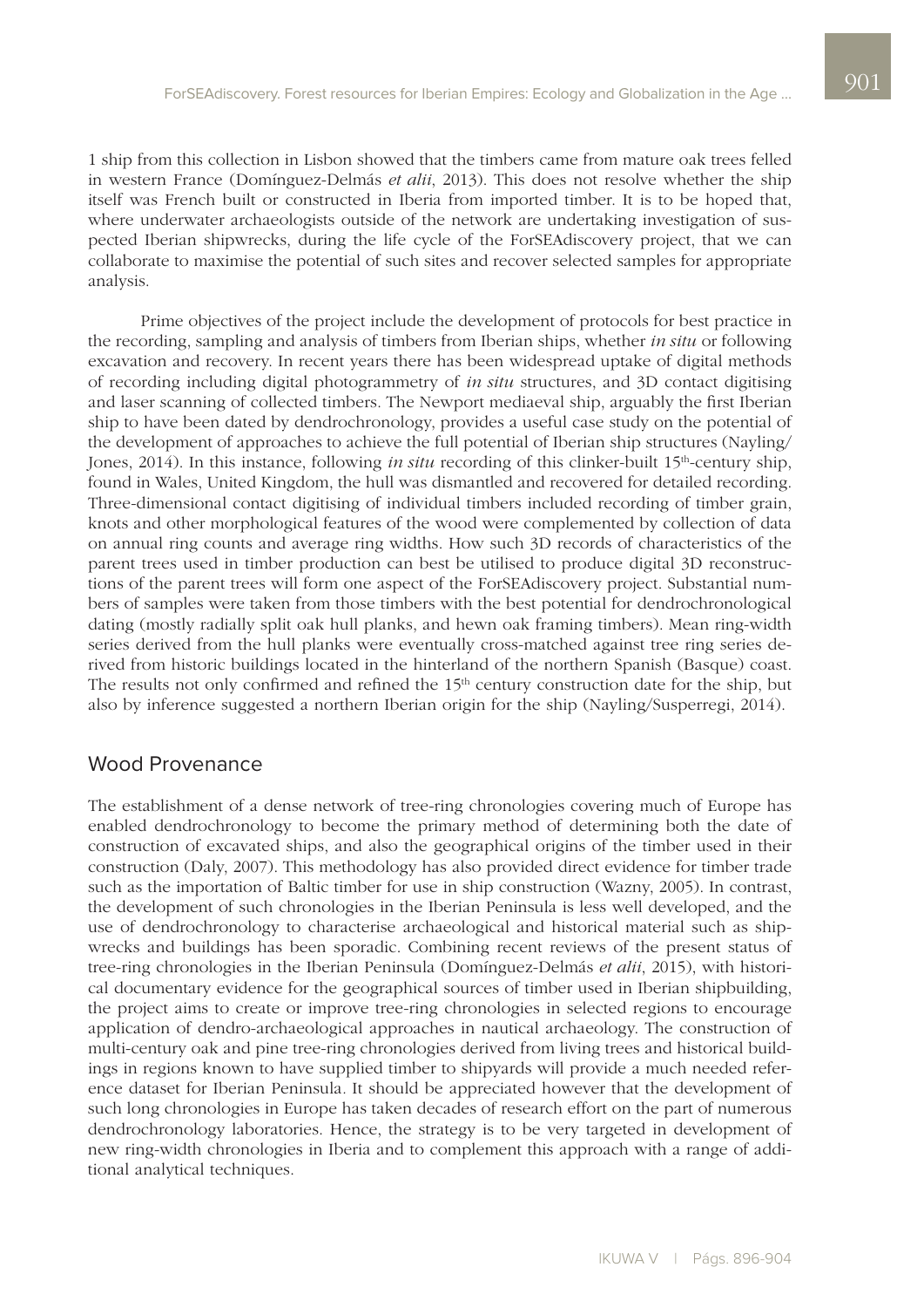1 ship from this collection in Lisbon showed that the timbers came from mature oak trees felled in western France (Domínguez-Delmás *et alii*, 2013). This does not resolve whether the ship itself was French built or constructed in Iberia from imported timber. It is to be hoped that, where underwater archaeologists outside of the network are undertaking investigation of suspected Iberian shipwrecks, during the life cycle of the ForSEAdiscovery project, that we can collaborate to maximise the potential of such sites and recover selected samples for appropriate analysis.

Prime objectives of the project include the development of protocols for best practice in the recording, sampling and analysis of timbers from Iberian ships, whether *in situ* or following excavation and recovery. In recent years there has been widespread uptake of digital methods of recording including digital photogrammetry of *in situ* structures, and 3D contact digitising and laser scanning of collected timbers. The Newport mediaeval ship, arguably the first Iberian ship to have been dated by dendrochronology, provides a useful case study on the potential of the development of approaches to achieve the full potential of Iberian ship structures (Nayling/Jones, 2014). In this instance, following *in situ* recording of this clinker-built 15th-century ship, found in Wales, United Kingdom, the hull was dismantled and recovered for detailed recording. Three-dimensional contact digitising of individual timbers included recording of timber grain, knots and other morphological features of the wood were complemented by collection of data on annual ring counts and average ring widths. How such 3D records of characteristics of the parent trees used in timber production can best be utilised to produce digital 3D reconstructions of the parent trees will form one aspect of the ForSEAdiscovery project. Substantial numbers of samples were taken from those timbers with the best potential for dendrochronological dating (mostly radially split oak hull planks, and hewn oak framing timbers). Mean ring-width series derived from the hull planks were eventually cross-matched against tree ring series derived from historic buildings located in the hinterland of the northern Spanish (Basque) coast. The results not only confirmed and refined the 15th century construction date for the ship, but also by inference suggested a northern Iberian origin for the ship (Nayling/Susperregi, 2014).

## Wood Provenance

The establishment of a dense network of tree-ring chronologies covering much of Europe has enabled dendrochronology to become the primary method of determining both the date of construction of excavated ships, and also the geographical origins of the timber used in their construction (Daly, 2007). This methodology has also provided direct evidence for timber trade such as the importation of Baltic timber for use in ship construction (Wazny, 2005). In contrast, the development of such chronologies in the Iberian Peninsula is less well developed, and the use of dendrochronology to characterise archaeological and historical material such as shipwrecks and buildings has been sporadic. Combining recent reviews of the present status of tree-ring chronologies in the Iberian Peninsula (Domínguez-Delmás *et alii*, 2015), with historical documentary evidence for the geographical sources of timber used in Iberian shipbuilding, the project aims to create or improve tree-ring chronologies in selected regions to encourage application of dendro-archaeological approaches in nautical archaeology. The construction of multi-century oak and pine tree-ring chronologies derived from living trees and historical buildings in regions known to have supplied timber to shipyards will provide a much needed reference dataset for Iberian Peninsula. It should be appreciated however that the development of such long chronologies in Europe has taken decades of research effort on the part of numerous dendrochronology laboratories. Hence, the strategy is to be very targeted in development of new ring-width chronologies in Iberia and to complement this approach with a range of additional analytical techniques.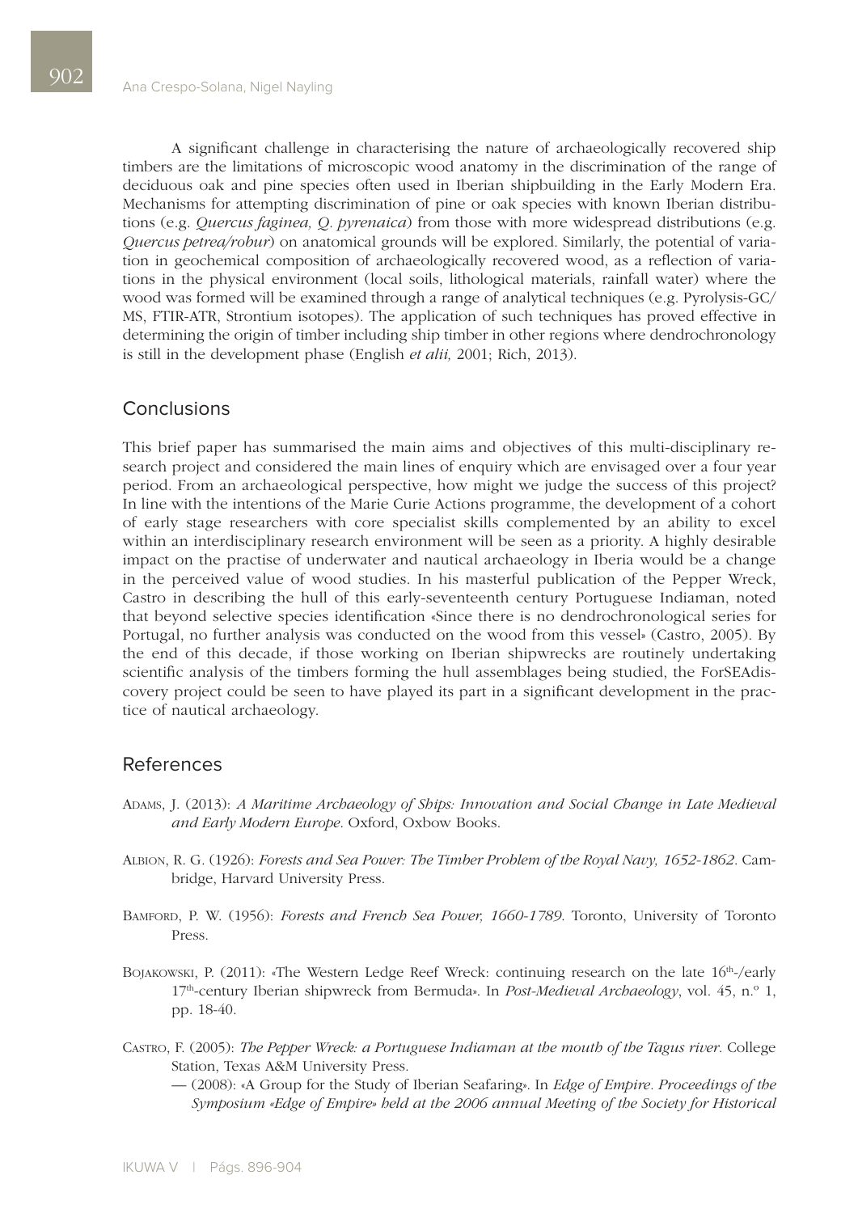A significant challenge in characterising the nature of archaeologically recovered ship timbers are the limitations of microscopic wood anatomy in the discrimination of the range of deciduous oak and pine species often used in Iberian shipbuilding in the Early Modern Era. Mechanisms for attempting discrimination of pine or oak species with known Iberian distributions (e.g. *Quercus faginea, Q. pyrenaica*) from those with more widespread distributions (e.g. *Quercus petrea/robur*) on anatomical grounds will be explored. Similarly, the potential of variation in geochemical composition of archaeologically recovered wood, as a reflection of variations in the physical environment (local soils, lithological materials, rainfall water) where the wood was formed will be examined through a range of analytical techniques (e.g. Pyrolysis-GC/MS, FTIR-ATR, Strontium isotopes). The application of such techniques has proved effective in determining the origin of timber including ship timber in other regions where dendrochronology is still in the development phase (English *et alii,* 2001; Rich, 2013).

## Conclusions

This brief paper has summarised the main aims and objectives of this multi-disciplinary research project and considered the main lines of enquiry which are envisaged over a four year period. From an archaeological perspective, how might we judge the success of this project? In line with the intentions of the Marie Curie Actions programme, the development of a cohort of early stage researchers with core specialist skills complemented by an ability to excel within an interdisciplinary research environment will be seen as a priority. A highly desirable impact on the practise of underwater and nautical archaeology in Iberia would be a change in the perceived value of wood studies. In his masterful publication of the Pepper Wreck, Castro in describing the hull of this early-seventeenth century Portuguese Indiaman, noted that beyond selective species identification «Since there is no dendrochronological series for Portugal, no further analysis was conducted on the wood from this vessel» (Castro, 2005). By the end of this decade, if those working on Iberian shipwrecks are routinely undertaking scientific analysis of the timbers forming the hull assemblages being studied, the ForSEAdiscovery project could be seen to have played its part in a significant development in the practice of nautical archaeology.

## References

Adams, J. (2013): *A Maritime Archaeology of Ships: Innovation and Social Change in Late Medieval and Early Modern Europe*. Oxford, Oxbow Books.

Albion, R. G. (1926): *Forests and Sea Power: The Timber Problem of the Royal Navy, 1652-1862*. Cambridge, Harvard University Press.

Bamford, P. W. (1956): *Forests and French Sea Power, 1660-1789*. Toronto, University of Toronto Press.

Bojakowski, P. (2011): «The Western Ledge Reef Wreck: continuing research on the late 16th-/early 17th-century Iberian shipwreck from Bermuda». In *Post-Medieval Archaeology*, vol. 45, n.º 1, pp. 18-40.

Castro, F. (2005): *The Pepper Wreck: a Portuguese Indiaman at the mouth of the Tagus river*. College Station, Texas A&M University Press.

— (2008): «A Group for the Study of Iberian Seafaring». In *Edge of Empire. Proceedings of the Symposium «Edge of Empire» held at the 2006 annual Meeting of the Society for Historical*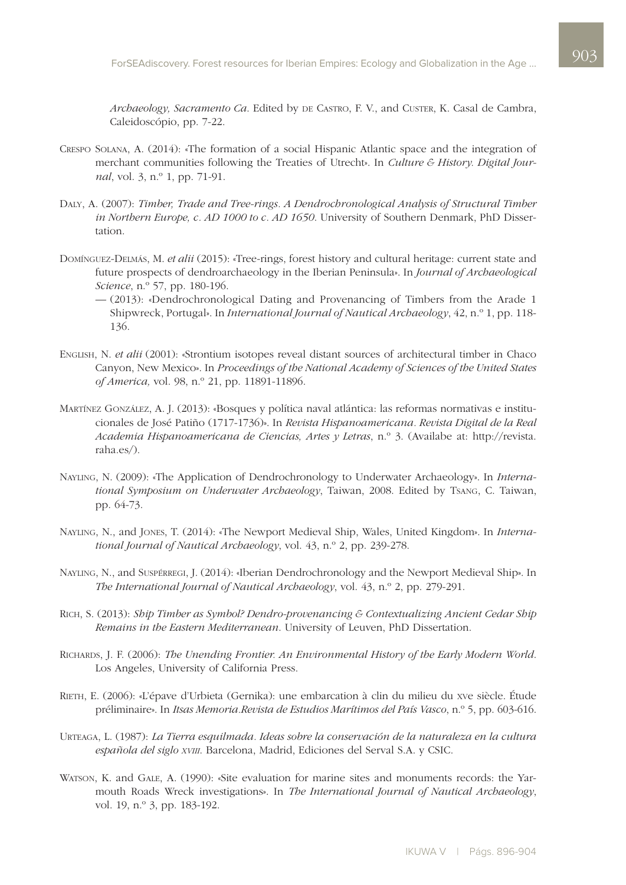*Archaeology, Sacramento Ca*. Edited by de Castro, F. V., and Custer, K. Casal de Cambra, Caleidoscópio, pp. 7-22.

Crespo Solana, A. (2014): «The formation of a social Hispanic Atlantic space and the integration of merchant communities following the Treaties of Utrecht». In *Culture & History. Digital Journal*, vol. 3, n.º 1, pp. 71-91.

Daly, A. (2007): *Timber, Trade and Tree-rings. A Dendrochronological Analysis of Structural Timber in Northern Europe, c. AD 1000 to c. AD 1650*. University of Southern Denmark, PhD Dissertation.

Domínguez-Delmás, M. *et alii* (2015): «Tree-rings, forest history and cultural heritage: current state and future prospects of dendroarchaeology in the Iberian Peninsula». In *Journal of Archaeological Science*, n.º 57, pp. 180-196.

— (2013): «Dendrochronological Dating and Provenancing of Timbers from the Arade 1 Shipwreck, Portugal». In *International Journal of Nautical Archaeology*, 42, n.º 1, pp. 118-136.

English, N. *et alii* (2001): «Strontium isotopes reveal distant sources of architectural timber in Chaco Canyon, New Mexico». In *Proceedings of the National Academy of Sciences of the United States of America,* vol. 98, n.º 21, pp. 11891-11896.

Martínez González, A. J. (2013): «Bosques y política naval atlántica: las reformas normativas e institucionales de José Patiño (1717-1736)». In *Revista Hispanoamericana. Revista Digital de la Real Academia Hispanoamericana de Ciencias, Artes y Letras*, n.º 3. (Availabe at: http://revista.raha.es/).

Nayling, N. (2009): «The Application of Dendrochronology to Underwater Archaeology». In *International Symposium on Underwater Archaeology*, Taiwan, 2008. Edited by Tsang, C. Taiwan, pp. 64-73.

Nayling, N., and Jones, T. (2014): «The Newport Medieval Ship, Wales, United Kingdom». In *International Journal of Nautical Archaeology*, vol. 43, n.º 2, pp. 239-278.

Nayling, N., and Suspérregi, J. (2014): «Iberian Dendrochronology and the Newport Medieval Ship». In *The International Journal of Nautical Archaeology*, vol. 43, n.º 2, pp. 279-291.

Rich, S. (2013): *Ship Timber as Symbol? Dendro-provenancing & Contextualizing Ancient Cedar Ship Remains in the Eastern Mediterranean*. University of Leuven, PhD Dissertation.

Richards, J. F. (2006): *The Unending Frontier. An Environmental History of the Early Modern World*. Los Angeles, University of California Press.

Rieth, E. (2006): «L'épave d'Urbieta (Gernika): une embarcation à clin du milieu du xve siècle. Étude préliminaire». In *Itsas Memoria.Revista de Estudios Marítimos del País Vasco*, n.º 5, pp. 603-616.

Urteaga, L. (1987): *La Tierra esquilmada. Ideas sobre la conservación de la naturaleza en la cultura española del siglo xviii*. Barcelona, Madrid, Ediciones del Serval S.A. y CSIC.

Watson, K. and Gale, A. (1990): «Site evaluation for marine sites and monuments records: the Yarmouth Roads Wreck investigations». In *The International Journal of Nautical Archaeology*, vol. 19, n.º 3, pp. 183-192.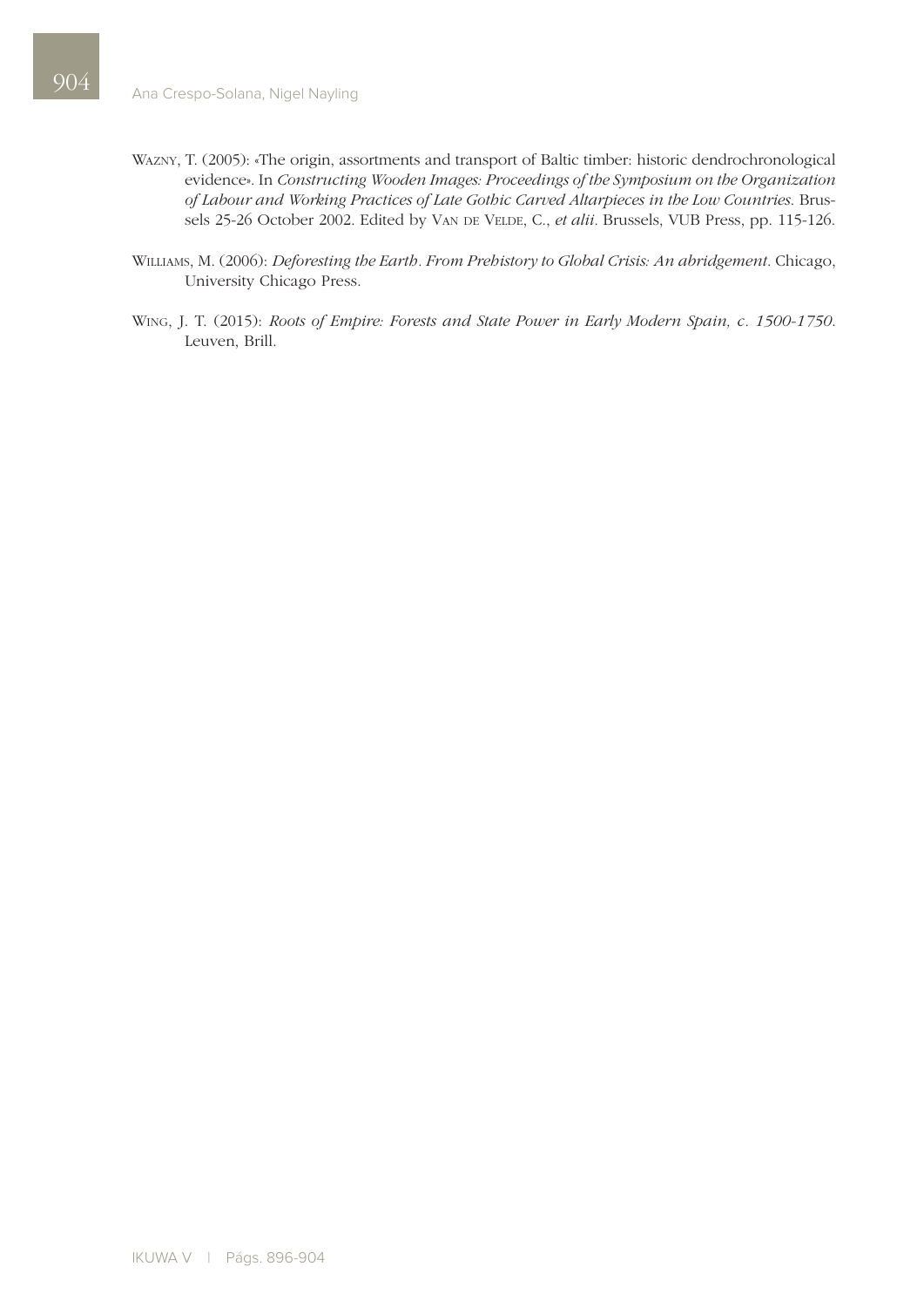Wazny, T. (2005): «The origin, assortments and transport of Baltic timber: historic dendrochronological evidence». In *Constructing Wooden Images: Proceedings of the Symposium on the Organization of Labour and Working Practices of Late Gothic Carved Altarpieces in the Low Countries*. Brussels 25-26 October 2002. Edited by Van de Velde, C., *et alii*. Brussels, VUB Press, pp. 115-126.

Williams, M. (2006): *Deforesting the Earth. From Prehistory to Global Crisis: An abridgement*. Chicago, University Chicago Press.

Wing, J. T. (2015): *Roots of Empire: Forests and State Power in Early Modern Spain, c. 1500-1750*. Leuven, Brill.